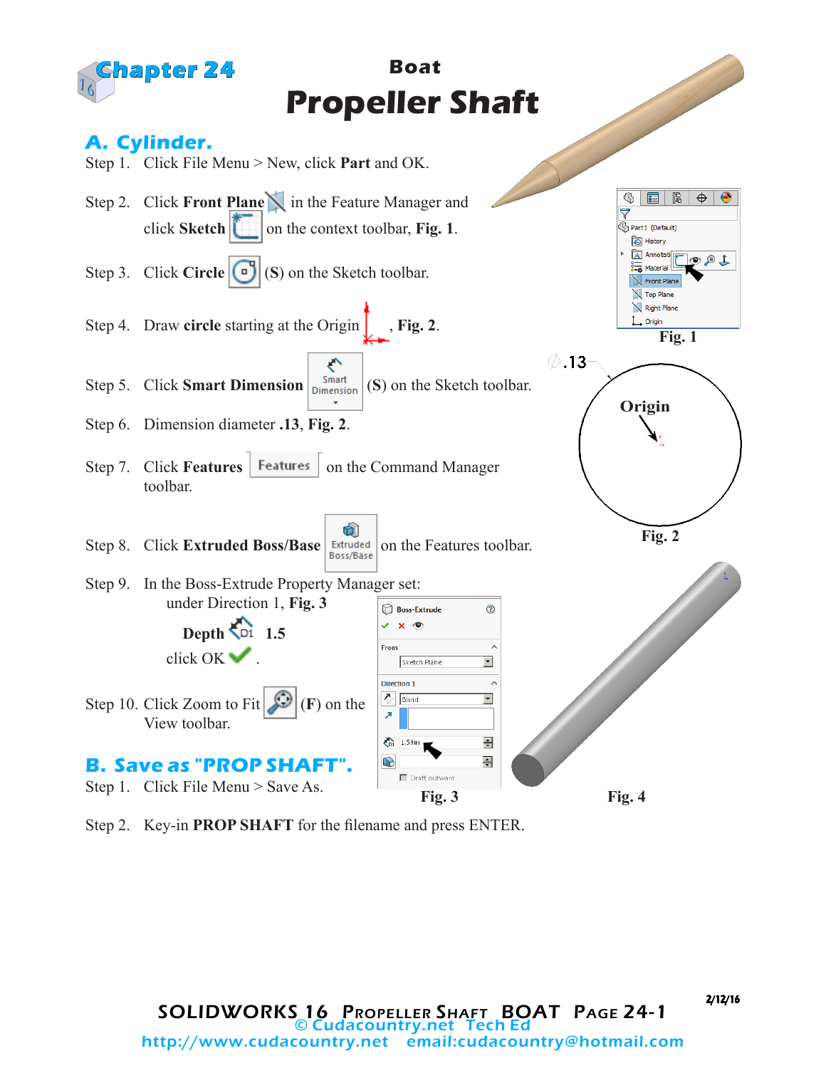# Chapter 24

## Boat
# Propeller Shaft

## A. Cylinder.

Step 1. Click File Menu > New, click **Part** and OK.

Step 2. Click **Front Plane** in the Feature Manager and click **Sketch** on the context toolbar, **Fig. 1**.

Step 3. Click **Circle** (**S**) on the Sketch toolbar.

Step 4. Draw **circle** starting at the Origin, **Fig. 2**.

Step 5. Click **Smart Dimension** (**S**) on the Sketch toolbar.

Step 6. Dimension diameter **.13**, **Fig. 2**.

Step 7. Click **Features** on the Command Manager toolbar.

Step 8. Click **Extruded Boss/Base** on the Features toolbar.

Step 9. In the Boss-Extrude Property Manager set: under Direction 1, **Fig. 3**

**Depth** 1.5

click OK.

Step 10. Click Zoom to Fit (**F**) on the View toolbar.

Fig. 1

Fig. 2

Fig. 3

Fig. 4

## B. Save as "PROP SHAFT".

Step 1. Click File Menu > Save As.

Step 2. Key-in **PROP SHAFT** for the filename and press ENTER.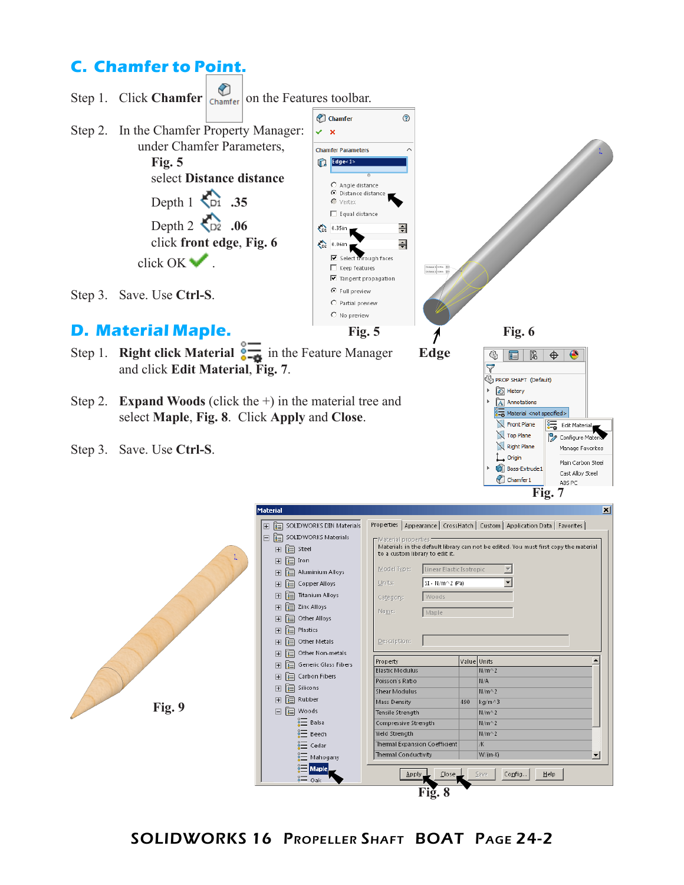## C. Chamfer to Point.

Step 1. Click **Chamfer** on the Features toolbar.

Step 2. In the Chamfer Property Manager:
under Chamfer Parameters,
**Fig. 5**
select **Distance distance**

Depth 1 **.35**

Depth 2 **.06**

click **front edge, Fig. 6**

click OK .

Step 3. Save. Use **Ctrl-S**.

Fig. 5

Fig. 6

Edge

## D. Material Maple.

Step 1. **Right click Material** in the Feature Manager and click **Edit Material**, **Fig. 7**.

Step 2. **Expand Woods** (click the +) in the material tree and select **Maple**, **Fig. 8**. Click **Apply** and **Close**.

Step 3. Save. Use **Ctrl-S**.

Fig. 7

Fig. 9

Fig. 8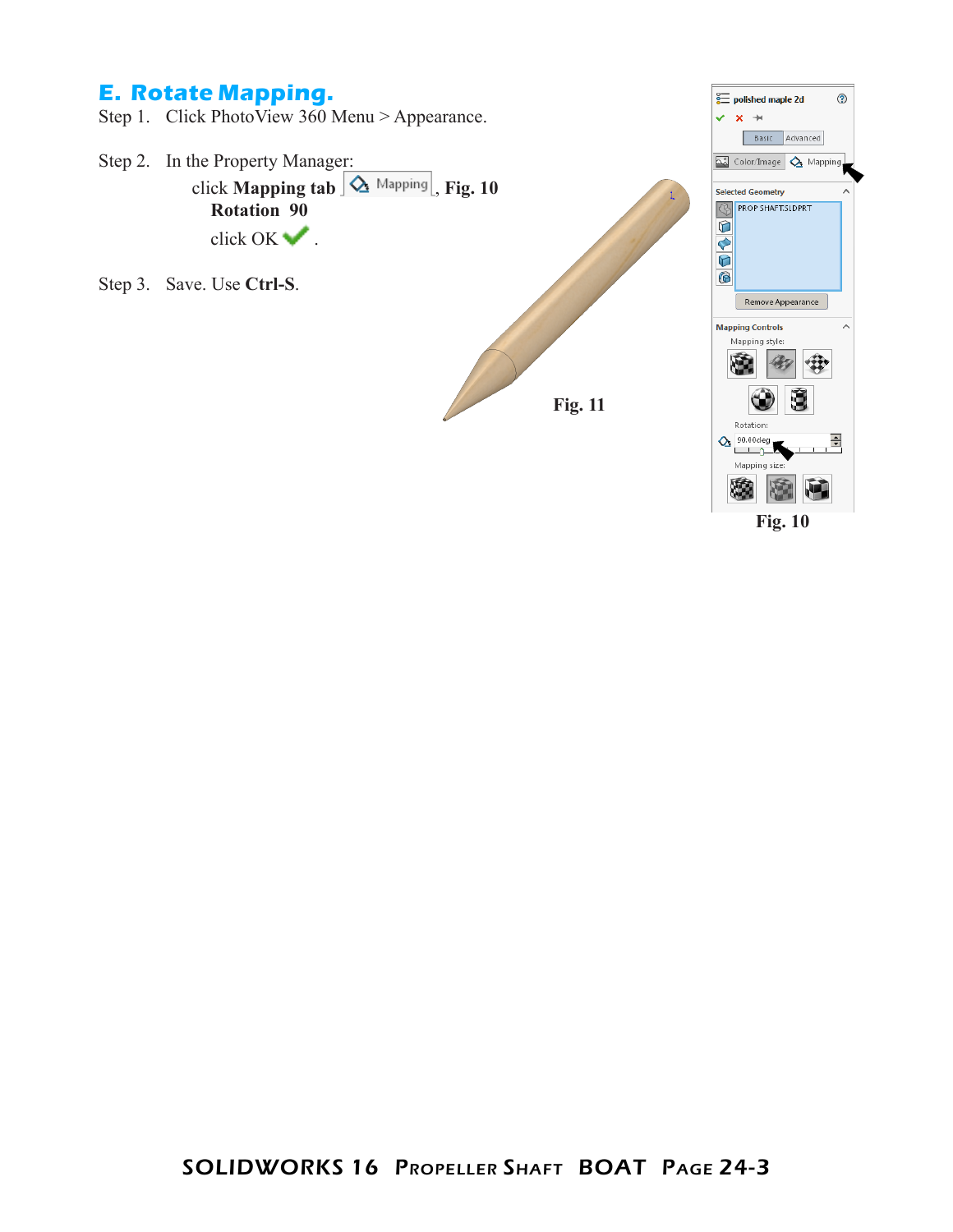## E. Rotate Mapping.

Step 1. Click PhotoView 360 Menu > Appearance.

Step 2. In the Property Manager:

click **Mapping tab** Mapping, **Fig. 10**

**Rotation 90**

click OK .

Step 3. Save. Use **Ctrl-S**.

Fig. 11

Fig. 10